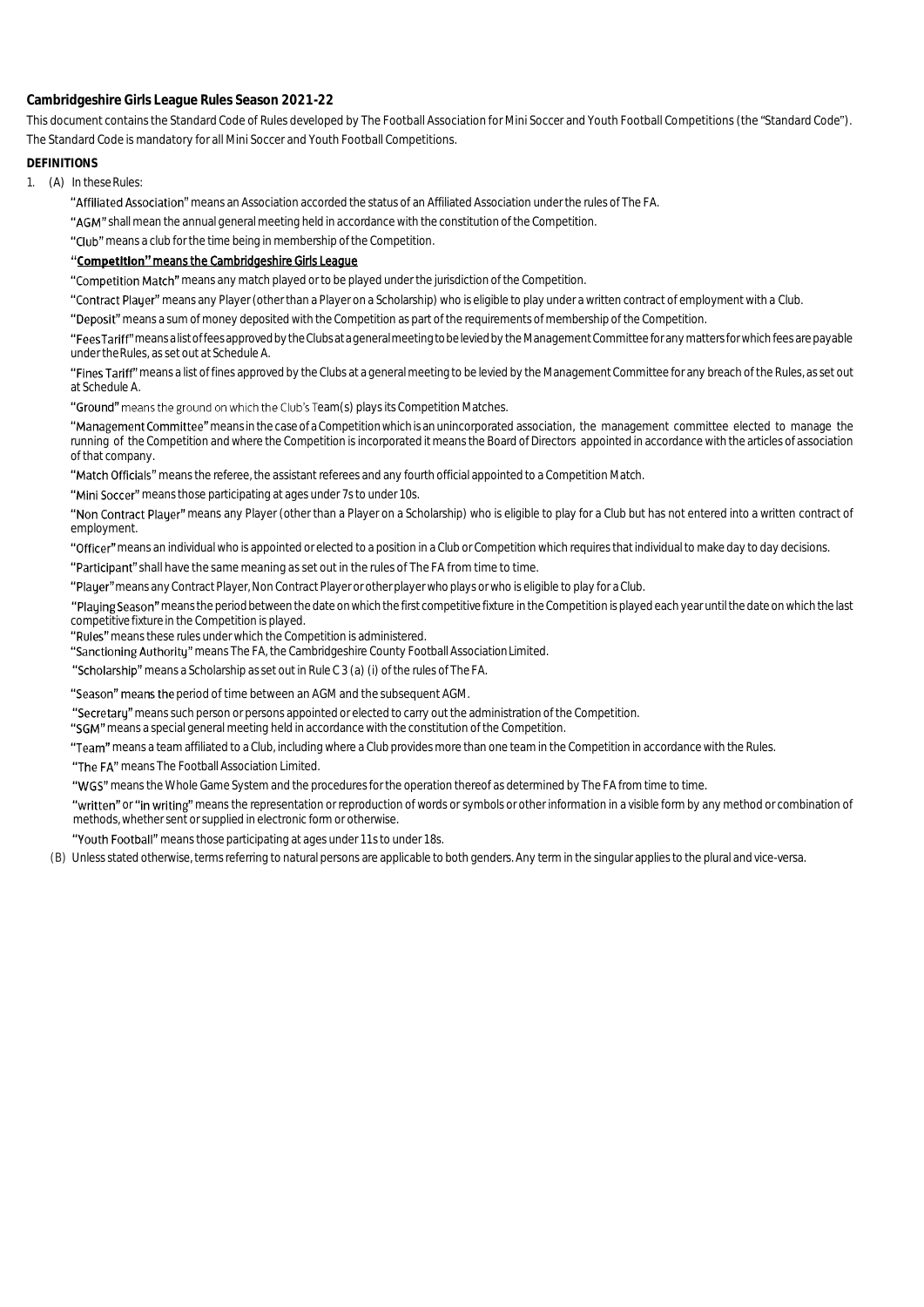**Cambridgeshire Girls League Rules Season 2021-22**

This document contains the Standard Code of Rules developed by The Football Association for Mini Soccer and Youth Football Competitions (the "Standard Code"). The Standard Code is mandatory for all Mini Soccer and Youth Football Competitions.

**DEFINITIONS**

1. (A) In these Rules:

"Affiliated Association" means an Association accorded the status of an Affiliated Association under the rules of The FA.

"AGM" shall mean the annual general meeting held in accordance with the constitution of the Competition.

"Club" means a club for the time being in membership of the Competition.

"**Competition" means the Cambridgeshire Girls League**

"Competition Match" means any match played or to be played under the jurisdiction of the Competition.

"Contract Player" means any Player (other than a Player on a Scholarship) who is eligible to play under a written contract of employment with a Club.

"Deposit" means a sum of money deposited with the Competition as part of the requirements of membership of the Competition.

"Fees Tariff" means a list of fees approved by the Clubs at a general meeting to be levied by the Management Committee for any matters for which fees are payable under the Rules, as set out at Schedule A.

"Fines Tariff" means a list of fines approved by the Clubs at a general meeting to be levied by the Management Committee for any breach of the Rules, as set out at Schedule A.

"Ground" means the ground on which the Club's Team(s) plays its Competition Matches.

"Management Committee" means in the case of a Competition which is an unincorporated association, the management committee elected to manage the running of the Competition and where the Competition is incorporated it means the Board of Directors appointed in accordance with the articles of association of that company.

"Match Officials" means the referee, the assistant referees and any fourth official appointed to a Competition Match.

"Mini Soccer" means those participating at ages under 7s to under 10s.

"Non Contract Player" means any Player (other than a Player on a Scholarship) who is eligible to play for a Club but has not entered into a written contract of employment.

"Officer" means an individual who is appointed or elected to a position in a Club or Competition which requires that individual to make day to day decisions.

"Participant" shall have the same meaning as set out in the rules of The FA from time to time.

"Player" means any Contract Player, Non Contract Player or other player who plays or who is eligible to play for a Club.

"Playing Season" means the period between the date on which the first competitive fixture in the Competition is played each year until the date on which the last competitive fixture in the Competition is played.

"Rules" means these rules under which the Competition is administered.

"Sanctioning Authority" means The FA, the Cambridgeshire County Football Association Limited.

"Scholarship" means a Scholarship as set out in Rule C 3 (a) (i) of the rules of The FA.

"Season" means the period of time between an AGM and the subsequent AGM.

"Secretary" means such person or persons appointed or elected to carry out the administration of the Competition.

"SGM" means a special general meeting held in accordance with the constitution of the Competition.

"Team" means a team affiliated to a Club, including where a Club provides more than one team in the Competition in accordance with the Rules.

"The FA" means The Football Association Limited.

"WGS" means the Whole Game System and the procedures for the operation thereof as determined by The FA from time to time.

"written" or "in writing" means the representation or reproduction of words or symbols or other information in a visible form by any method or combination of methods, whether sent or supplied in electronic form or otherwise.

"Youth Football" means those participating at ages under 11s to under 18s.

(B) Unless stated otherwise, terms referring to natural persons are applicable to both genders. Any term in the singular applies to the plural and vice-versa.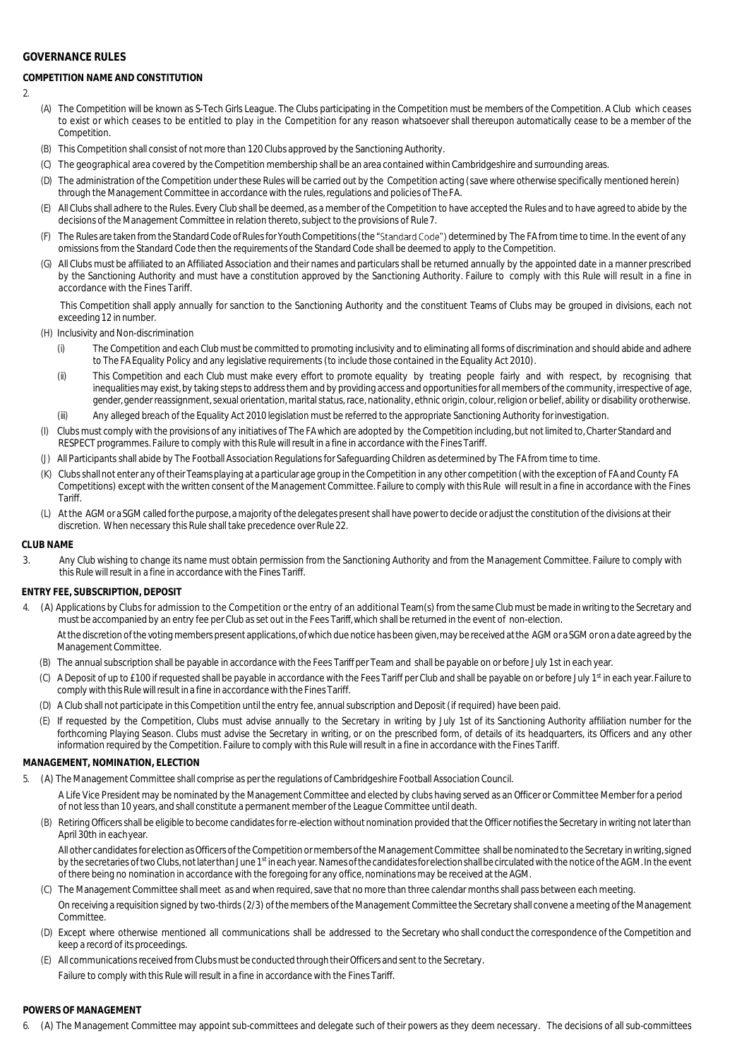## GOVERNANCE RULES

### COMPETITION NAME AND CONSTITUTION

2.

(A) The Competition will be known as S-Tech Girls League. The Clubs participating in the Competition must be members of the Competition. A Club which ceases to exist or which ceases to be entitled to play in the Competition for any reason whatsoever shall thereupon automatically cease to be a member of the Competition.

(B) This Competition shall consist of not more than 120 Clubs approved by the Sanctioning Authority.

(C) The geographical area covered by the Competition membership shall be an area contained within Cambridgeshire and surrounding areas.

(D) The administration of the Competition under these Rules will be carried out by the Competition acting (save where otherwise specifically mentioned herein) through the Management Committee in accordance with the rules, regulations and policies of The FA.

(E) All Clubs shall adhere to the Rules. Every Club shall be deemed, as a member of the Competition to have accepted the Rules and to have agreed to abide by the decisions of the Management Committee in relation thereto, subject to the provisions of Rule 7.

(F) The Rules are taken from the Standard Code of Rules for Youth Competitions (the "Standard Code") determined by The FA from time to time. In the event of any omissions from the Standard Code then the requirements of the Standard Code shall be deemed to apply to the Competition.

(G) All Clubs must be affiliated to an Affiliated Association and their names and particulars shall be returned annually by the appointed date in a manner prescribed by the Sanctioning Authority and must have a constitution approved by the Sanctioning Authority. Failure to comply with this Rule will result in a fine in accordance with the Fines Tariff.

This Competition shall apply annually for sanction to the Sanctioning Authority and the constituent Teams of Clubs may be grouped in divisions, each not exceeding 12 in number.

(H) Inclusivity and Non-discrimination

(i) The Competition and each Club must be committed to promoting inclusivity and to eliminating all forms of discrimination and should abide and adhere to The FA Equality Policy and any legislative requirements (to include those contained in the Equality Act 2010).

(ii) This Competition and each Club must make every effort to promote equality by treating people fairly and with respect, by recognising that inequalities may exist, by taking steps to address them and by providing access and opportunities for all members of the community, irrespective of age, gender, gender reassignment, sexual orientation, marital status, race, nationality, ethnic origin, colour, religion or belief, ability or disability or otherwise.

(iii) Any alleged breach of the Equality Act 2010 legislation must be referred to the appropriate Sanctioning Authority for investigation.

(I) Clubs must comply with the provisions of any initiatives of The FA which are adopted by the Competition including, but not limited to, Charter Standard and RESPECT programmes. Failure to comply with this Rule will result in a fine in accordance with the Fines Tariff.

(J) All Participants shall abide by The Football Association Regulations for Safeguarding Children as determined by The FA from time to time.

(K) Clubs shall not enter any of their Teams playing at a particular age group in the Competition in any other competition (with the exception of FA and County FA Competitions) except with the written consent of the Management Committee. Failure to comply with this Rule will result in a fine in accordance with the Fines Tariff.

(L) At the AGM or a SGM called for the purpose, a majority of the delegates present shall have power to decide or adjust the constitution of the divisions at their discretion. When necessary this Rule shall take precedence over Rule 22.

### CLUB NAME

3. Any Club wishing to change its name must obtain permission from the Sanctioning Authority and from the Management Committee. Failure to comply with this Rule will result in a fine in accordance with the Fines Tariff.

### ENTRY FEE, SUBSCRIPTION, DEPOSIT

4. (A) Applications by Clubs for admission to the Competition or the entry of an additional Team(s) from the same Club must be made in writing to the Secretary and must be accompanied by an entry fee per Club as set out in the Fees Tariff, which shall be returned in the event of non-election.

At the discretion of the voting members present applications, of which due notice has been given, may be received at the AGM or a SGM or on a date agreed by the Management Committee.

(B) The annual subscription shall be payable in accordance with the Fees Tariff per Team and shall be payable on or before July 1st in each year.

(C) A Deposit of up to £100 if requested shall be payable in accordance with the Fees Tariff per Club and shall be payable on or before July 1st in each year. Failure to comply with this Rule will result in a fine in accordance with the Fines Tariff.

(D) A Club shall not participate in this Competition until the entry fee, annual subscription and Deposit (if required) have been paid.

(E) If requested by the Competition, Clubs must advise annually to the Secretary in writing by July 1st of its Sanctioning Authority affiliation number for the forthcoming Playing Season. Clubs must advise the Secretary in writing, or on the prescribed form, of details of its headquarters, its Officers and any other information required by the Competition. Failure to comply with this Rule will result in a fine in accordance with the Fines Tariff.

### MANAGEMENT, NOMINATION, ELECTION

5. (A) The Management Committee shall comprise as per the regulations of Cambridgeshire Football Association Council.

A Life Vice President may be nominated by the Management Committee and elected by clubs having served as an Officer or Committee Member for a period of not less than 10 years, and shall constitute a permanent member of the League Committee until death.

(B) Retiring Officers shall be eligible to become candidates for re-election without nomination provided that the Officer notifies the Secretary in writing not later than April 30th in each year.

All other candidates for election as Officers of the Competition or members of the Management Committee shall be nominated to the Secretary in writing, signed by the secretaries of two Clubs, not later than June 1st in each year. Names of the candidates for election shall be circulated with the notice of the AGM. In the event of there being no nomination in accordance with the foregoing for any office, nominations may be received at the AGM.

(C) The Management Committee shall meet as and when required, save that no more than three calendar months shall pass between each meeting.

On receiving a requisition signed by two-thirds (2/3) of the members of the Management Committee the Secretary shall convene a meeting of the Management Committee.

(D) Except where otherwise mentioned all communications shall be addressed to the Secretary who shall conduct the correspondence of the Competition and keep a record of its proceedings.

(E) All communications received from Clubs must be conducted through their Officers and sent to the Secretary.

Failure to comply with this Rule will result in a fine in accordance with the Fines Tariff.

### POWERS OF MANAGEMENT

6. (A) The Management Committee may appoint sub-committees and delegate such of their powers as they deem necessary. The decisions of all sub-committees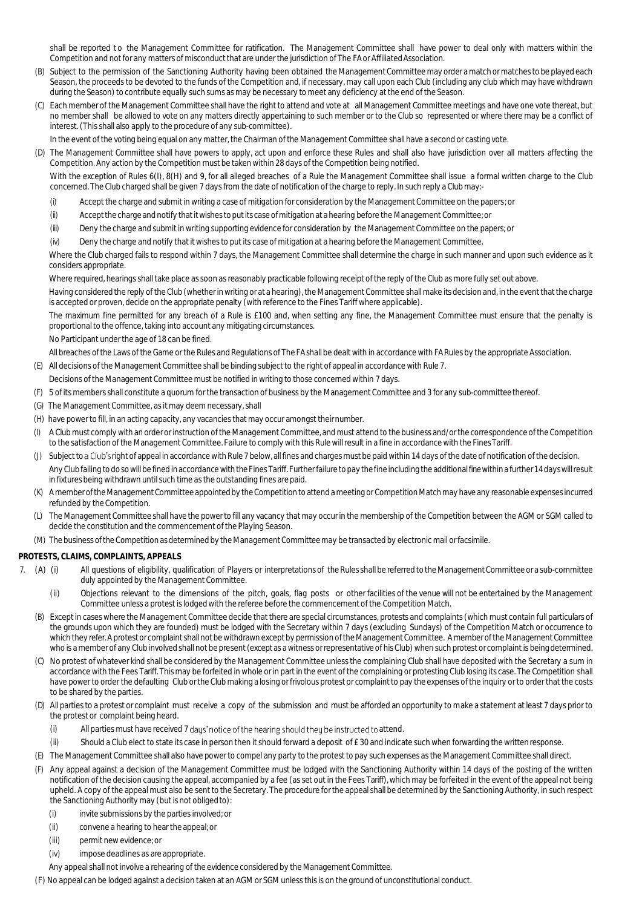shall be reported to the Management Committee for ratification. The Management Committee shall have power to deal only with matters within the Competition and not for any matters of misconduct that are under the jurisdiction of The FA or Affiliated Association.

(B) Subject to the permission of the Sanctioning Authority having been obtained the Management Committee may order a match or matches to be played each Season, the proceeds to be devoted to the funds of the Competition and, if necessary, may call upon each Club (including any club which may have withdrawn during the Season) to contribute equally such sums as may be necessary to meet any deficiency at the end of the Season.

(C) Each member of the Management Committee shall have the right to attend and vote at all Management Committee meetings and have one vote thereat, but no member shall be allowed to vote on any matters directly appertaining to such member or to the Club so represented or where there may be a conflict of interest. (This shall also apply to the procedure of any sub-committee).

In the event of the voting being equal on any matter, the Chairman of the Management Committee shall have a second or casting vote.

(D) The Management Committee shall have powers to apply, act upon and enforce these Rules and shall also have jurisdiction over all matters affecting the Competition. Any action by the Competition must be taken within 28 days of the Competition being notified.

With the exception of Rules 6(I), 8(H) and 9, for all alleged breaches of a Rule the Management Committee shall issue a formal written charge to the Club concerned. The Club charged shall be given 7 days from the date of notification of the charge to reply. In such reply a Club may:-

(i) Accept the charge and submit in writing a case of mitigation for consideration by the Management Committee on the papers; or

(ii) Accept the charge and notify that it wishes to put its case of mitigation at a hearing before the Management Committee; or

(iii) Deny the charge and submit in writing supporting evidence for consideration by the Management Committee on the papers; or

(iv) Deny the charge and notify that it wishes to put its case of mitigation at a hearing before the Management Committee.

Where the Club charged fails to respond within 7 days, the Management Committee shall determine the charge in such manner and upon such evidence as it considers appropriate.

Where required, hearings shall take place as soon as reasonably practicable following receipt of the reply of the Club as more fully set out above.

Having considered the reply of the Club (whether in writing or at a hearing), the Management Committee shall make its decision and, in the event that the charge is accepted or proven, decide on the appropriate penalty (with reference to the Fines Tariff where applicable).

The maximum fine permitted for any breach of a Rule is £100 and, when setting any fine, the Management Committee must ensure that the penalty is proportional to the offence, taking into account any mitigating circumstances.

No Participant under the age of 18 can be fined.

All breaches of the Laws of the Game or the Rules and Regulations of The FA shall be dealt with in accordance with FA Rules by the appropriate Association.

(E) All decisions of the Management Committee shall be binding subject to the right of appeal in accordance with Rule 7.

Decisions of the Management Committee must be notified in writing to those concerned within 7 days.

(F) 5 of its members shall constitute a quorum for the transaction of business by the Management Committee and 3 for any sub-committee thereof.

(G) The Management Committee, as it may deem necessary, shall

(H) have power to fill, in an acting capacity, any vacancies that may occur amongst their number.

(I) A Club must comply with an order or instruction of the Management Committee, and must attend to the business and/or the correspondence of the Competition to the satisfaction of the Management Committee. Failure to comply with this Rule will result in a fine in accordance with the Fines Tariff.

(J) Subject to a Club's right of appeal in accordance with Rule 7 below, all fines and charges must be paid within 14 days of the date of notification of the decision.

Any Club failing to do so will be fined in accordance with the Fines Tariff. Further failure to pay the fine including the additional fine within a further 14 days will result in fixtures being withdrawn until such time as the outstanding fines are paid.

(K) A member of the Management Committee appointed by the Competition to attend a meeting or Competition Match may have any reasonable expenses incurred refunded by the Competition.

(L) The Management Committee shall have the power to fill any vacancy that may occur in the membership of the Competition between the AGM or SGM called to decide the constitution and the commencement of the Playing Season.

(M) The business of the Competition as determined by the Management Committee may be transacted by electronic mail or facsimile.

## PROTESTS, CLAIMS, COMPLAINTS, APPEALS

7. (A) (i) All questions of eligibility, qualification of Players or interpretations of the Rules shall be referred to the Management Committee or a sub-committee duly appointed by the Management Committee.

(ii) Objections relevant to the dimensions of the pitch, goals, flag posts or other facilities of the venue will not be entertained by the Management Committee unless a protest is lodged with the referee before the commencement of the Competition Match.

(B) Except in cases where the Management Committee decide that there are special circumstances, protests and complaints (which must contain full particulars of the grounds upon which they are founded) must be lodged with the Secretary within 7 days (excluding Sundays) of the Competition Match or occurrence to which they refer. A protest or complaint shall not be withdrawn except by permission of the Management Committee. A member of the Management Committee who is a member of any Club involved shall not be present (except as a witness or representative of his Club) when such protest or complaint is being determined.

(C) No protest of whatever kind shall be considered by the Management Committee unless the complaining Club shall have deposited with the Secretary a sum in accordance with the Fees Tariff. This may be forfeited in whole or in part in the event of the complaining or protesting Club losing its case. The Competition shall have power to order the defaulting Club or the Club making a losing or frivolous protest or complaint to pay the expenses of the inquiry or to order that the costs to be shared by the parties.

(D) All parties to a protest or complaint must receive a copy of the submission and must be afforded an opportunity to make a statement at least 7 days prior to the protest or complaint being heard.

(i) All parties must have received 7 days' notice of the hearing should they be instructed to attend.

(ii) Should a Club elect to state its case in person then it should forward a deposit of £ 30 and indicate such when forwarding the written response.

(E) The Management Committee shall also have power to compel any party to the protest to pay such expenses as the Management Committee shall direct.

(F) Any appeal against a decision of the Management Committee must be lodged with the Sanctioning Authority within 14 days of the posting of the written notification of the decision causing the appeal, accompanied by a fee (as set out in the Fees Tariff), which may be forfeited in the event of the appeal not being upheld. A copy of the appeal must also be sent to the Secretary. The procedure for the appeal shall be determined by the Sanctioning Authority, in such respect the Sanctioning Authority may (but is not obliged to):

(i) invite submissions by the parties involved; or

(ii) convene a hearing to hear the appeal; or

(iii) permit new evidence; or

(iv) impose deadlines as are appropriate.

Any appeal shall not involve a rehearing of the evidence considered by the Management Committee.

(F) No appeal can be lodged against a decision taken at an AGM or SGM unless this is on the ground of unconstitutional conduct.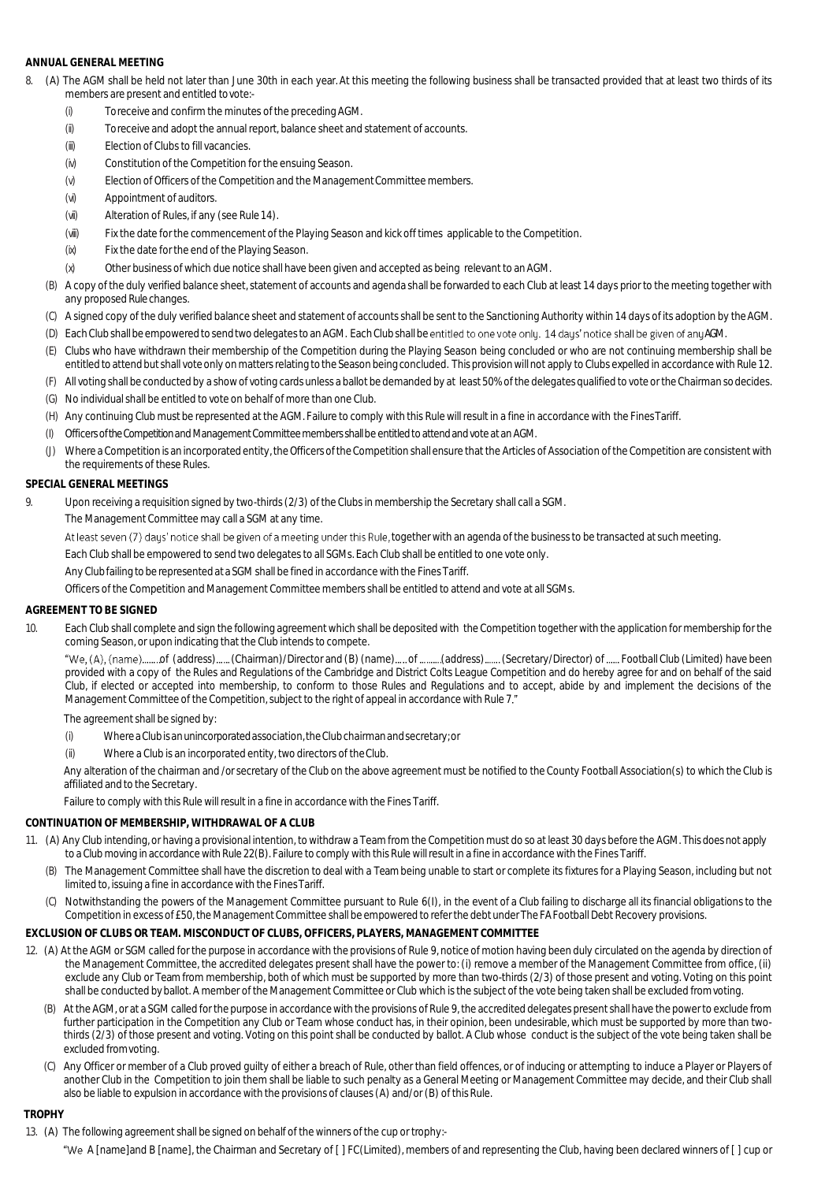**ANNUAL GENERAL MEETING**

8. (A) The AGM shall be held not later than June 30th in each year. At this meeting the following business shall be transacted provided that at least two thirds of its members are present and entitled to vote:-
   - (i) To receive and confirm the minutes of the preceding AGM.
   - (ii) To receive and adopt the annual report, balance sheet and statement of accounts.
   - (iii) Election of Clubs to fill vacancies.
   - (iv) Constitution of the Competition for the ensuing Season.
   - (v) Election of Officers of the Competition and the Management Committee members.
   - (vi) Appointment of auditors.
   - (vii) Alteration of Rules, if any (see Rule 14).
   - (viii) Fix the date for the commencement of the Playing Season and kick off times applicable to the Competition.
   - (ix) Fix the date for the end of the Playing Season.
   - (x) Other business of which due notice shall have been given and accepted as being relevant to an AGM.

   (B) A copy of the duly verified balance sheet, statement of accounts and agenda shall be forwarded to each Club at least 14 days prior to the meeting together with any proposed Rule changes.

   (C) A signed copy of the duly verified balance sheet and statement of accounts shall be sent to the Sanctioning Authority within 14 days of its adoption by the AGM.

   (D) Each Club shall be empowered to send two delegates to an AGM. Each Club shall be entitled to one vote only. 14 days' notice shall be given of any AGM.

   (E) Clubs who have withdrawn their membership of the Competition during the Playing Season being concluded or who are not continuing membership shall be entitled to attend but shall vote only on matters relating to the Season being concluded. This provision will not apply to Clubs expelled in accordance with Rule 12.

   (F) All voting shall be conducted by a show of voting cards unless a ballot be demanded by at least 50% of the delegates qualified to vote or the Chairman so decides.

   (G) No individual shall be entitled to vote on behalf of more than one Club.

   (H) Any continuing Club must be represented at the AGM. Failure to comply with this Rule will result in a fine in accordance with the Fines Tariff.

   (I) Officers of the Competition and Management Committee members shall be entitled to attend and vote at an AGM.

   (J) Where a Competition is an incorporated entity, the Officers of the Competition shall ensure that the Articles of Association of the Competition are consistent with the requirements of these Rules.

**SPECIAL GENERAL MEETINGS**

9. Upon receiving a requisition signed by two-thirds (2/3) of the Clubs in membership the Secretary shall call a SGM.

   The Management Committee may call a SGM at any time.

   At least seven (7) days' notice shall be given of a meeting under this Rule, together with an agenda of the business to be transacted at such meeting.

   Each Club shall be empowered to send two delegates to all SGMs. Each Club shall be entitled to one vote only.

   Any Club failing to be represented at a SGM shall be fined in accordance with the Fines Tariff.

   Officers of the Competition and Management Committee members shall be entitled to attend and vote at all SGMs.

**AGREEMENT TO BE SIGNED**

10. Each Club shall complete and sign the following agreement which shall be deposited with the Competition together with the application for membership for the coming Season, or upon indicating that the Club intends to compete.

   "We, (A), (name).......of (address)......(Chairman)/Director and (B) (name).....of .........(address).......(Secretary/Director) of ......Football Club (Limited) have been provided with a copy of the Rules and Regulations of the Cambridge and District Colts League Competition and do hereby agree for and on behalf of the said Club, if elected or accepted into membership, to conform to those Rules and Regulations and to accept, abide by and implement the decisions of the Management Committee of the Competition, subject to the right of appeal in accordance with Rule 7."

   The agreement shall be signed by:
   - (i) Where a Club is an unincorporated association, the Club chairman and secretary; or
   - (ii) Where a Club is an incorporated entity, two directors of the Club.

   Any alteration of the chairman and /or secretary of the Club on the above agreement must be notified to the County Football Association(s) to which the Club is affiliated and to the Secretary.

   Failure to comply with this Rule will result in a fine in accordance with the Fines Tariff.

**CONTINUATION OF MEMBERSHIP, WITHDRAWAL OF A CLUB**

11. (A) Any Club intending, or having a provisional intention, to withdraw a Team from the Competition must do so at least 30 days before the AGM. This does not apply to a Club moving in accordance with Rule 22(B). Failure to comply with this Rule will result in a fine in accordance with the Fines Tariff.

   (B) The Management Committee shall have the discretion to deal with a Team being unable to start or complete its fixtures for a Playing Season, including but not limited to, issuing a fine in accordance with the Fines Tariff.

   (C) Notwithstanding the powers of the Management Committee pursuant to Rule 6(I), in the event of a Club failing to discharge all its financial obligations to the Competition in excess of £50, the Management Committee shall be empowered to refer the debt under The FA Football Debt Recovery provisions.

**EXCLUSION OF CLUBS OR TEAM. MISCONDUCT OF CLUBS, OFFICERS, PLAYERS, MANAGEMENT COMMITTEE**

12. (A) At the AGM or SGM called for the purpose in accordance with the provisions of Rule 9, notice of motion having been duly circulated on the agenda by direction of the Management Committee, the accredited delegates present shall have the power to: (i) remove a member of the Management Committee from office, (ii) exclude any Club or Team from membership, both of which must be supported by more than two-thirds (2/3) of those present and voting. Voting on this point shall be conducted by ballot. A member of the Management Committee or Club which is the subject of the vote being taken shall be excluded from voting.

   (B) At the AGM, or at a SGM called for the purpose in accordance with the provisions of Rule 9, the accredited delegates present shall have the power to exclude from further participation in the Competition any Club or Team whose conduct has, in their opinion, been undesirable, which must be supported by more than two-thirds (2/3) of those present and voting. Voting on this point shall be conducted by ballot. A Club whose conduct is the subject of the vote being taken shall be excluded from voting.

   (C) Any Officer or member of a Club proved guilty of either a breach of Rule, other than field offences, or of inducing or attempting to induce a Player or Players of another Club in the Competition to join them shall be liable to such penalty as a General Meeting or Management Committee may decide, and their Club shall also be liable to expulsion in accordance with the provisions of clauses (A) and/or (B) of this Rule.

**TROPHY**

13. (A) The following agreement shall be signed on behalf of the winners of the cup or trophy:-

   "We A [name]and B [name], the Chairman and Secretary of [ ] FC(Limited), members of and representing the Club, having been declared winners of [ ] cup or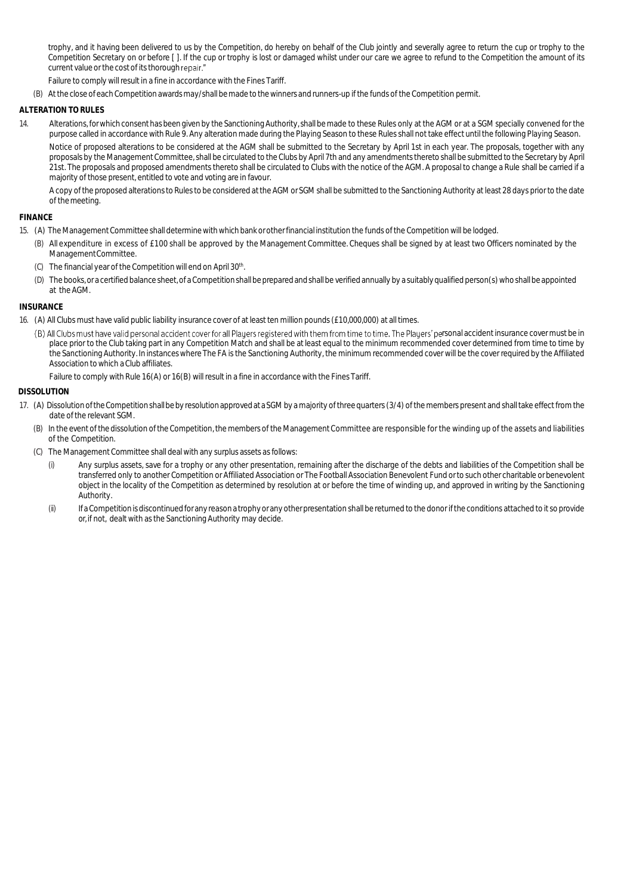trophy, and it having been delivered to us by the Competition, do hereby on behalf of the Club jointly and severally agree to return the cup or trophy to the Competition Secretary on or before [ ]. If the cup or trophy is lost or damaged whilst under our care we agree to refund to the Competition the amount of its current value or the cost of its thorough repair."

Failure to comply will result in a fine in accordance with the Fines Tariff.

(B) At the close of each Competition awards may/shall be made to the winners and runners-up if the funds of the Competition permit.

**ALTERATION TO RULES**

14. Alterations, for which consent has been given by the Sanctioning Authority, shall be made to these Rules only at the AGM or at a SGM specially convened for the purpose called in accordance with Rule 9. Any alteration made during the Playing Season to these Rules shall not take effect until the following Playing Season.

Notice of proposed alterations to be considered at the AGM shall be submitted to the Secretary by April 1st in each year. The proposals, together with any proposals by the Management Committee, shall be circulated to the Clubs by April 7th and any amendments thereto shall be submitted to the Secretary by April 21st. The proposals and proposed amendments thereto shall be circulated to Clubs with the notice of the AGM. A proposal to change a Rule shall be carried if a majority of those present, entitled to vote and voting are in favour.

A copy of the proposed alterations to Rules to be considered at the AGM or SGM shall be submitted to the Sanctioning Authority at least 28 days prior to the date of the meeting.

**FINANCE**

15. (A) The Management Committee shall determine with which bank or other financial institution the funds of the Competition will be lodged.

(B) All expenditure in excess of £100 shall be approved by the Management Committee. Cheques shall be signed by at least two Officers nominated by the Management Committee.

(C) The financial year of the Competition will end on April 30th.

(D) The books, or a certified balance sheet, of a Competition shall be prepared and shall be verified annually by a suitably qualified person(s) who shall be appointed at the AGM.

**INSURANCE**

16. (A) All Clubs must have valid public liability insurance cover of at least ten million pounds (£10,000,000) at all times.

(B) All Clubs must have valid personal accident cover for all Players registered with them from time to time. The Players' personal accident insurance cover must be in place prior to the Club taking part in any Competition Match and shall be at least equal to the minimum recommended cover determined from time to time by the Sanctioning Authority. In instances where The FA is the Sanctioning Authority, the minimum recommended cover will be the cover required by the Affiliated Association to which a Club affiliates.

Failure to comply with Rule 16(A) or 16(B) will result in a fine in accordance with the Fines Tariff.

**DISSOLUTION**

17. (A) Dissolution of the Competition shall be by resolution approved at a SGM by a majority of three quarters (3/4) of the members present and shall take effect from the date of the relevant SGM.

(B) In the event of the dissolution of the Competition, the members of the Management Committee are responsible for the winding up of the assets and liabilities of the Competition.

(C) The Management Committee shall deal with any surplus assets as follows:

(i) Any surplus assets, save for a trophy or any other presentation, remaining after the discharge of the debts and liabilities of the Competition shall be transferred only to another Competition or Affiliated Association or The Football Association Benevolent Fund or to such other charitable or benevolent object in the locality of the Competition as determined by resolution at or before the time of winding up, and approved in writing by the Sanctioning Authority.

(ii) If a Competition is discontinued for any reason a trophy or any other presentation shall be returned to the donor if the conditions attached to it so provide or, if not, dealt with as the Sanctioning Authority may decide.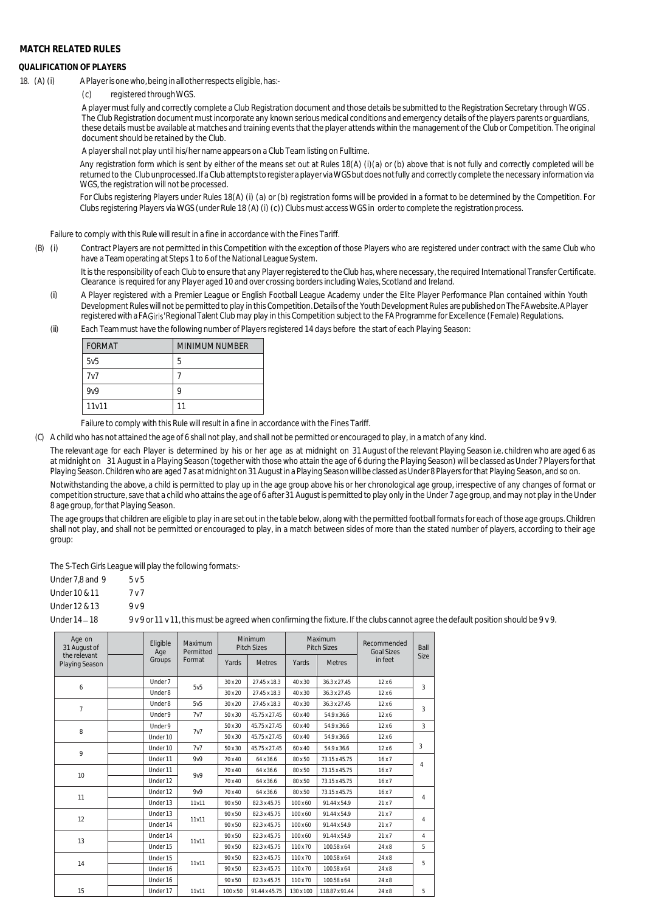## MATCH RELATED RULES

### QUALIFICATION OF PLAYERS

18. (A) (i) A Player is one who, being in all other respects eligible, has:-

(c) registered through WGS.

A player must fully and correctly complete a Club Registration document and those details be submitted to the Registration Secretary through WGS. The Club Registration document must incorporate any known serious medical conditions and emergency details of the players parents or guardians, these details must be available at matches and training events that the player attends within the management of the Club or Competition. The original document should be retained by the Club.

A player shall not play until his/her name appears on a Club Team listing on Fulltime.

Any registration form which is sent by either of the means set out at Rules 18(A) (i)(a) or (b) above that is not fully and correctly completed will be returned to the Club unprocessed. If a Club attempts to register a player via WGS but does not fully and correctly complete the necessary information via WGS, the registration will not be processed.

For Clubs registering Players under Rules 18(A) (i) (a) or (b) registration forms will be provided in a format to be determined by the Competition. For Clubs registering Players via WGS (under Rule 18 (A) (i) (c)) Clubs must access WGS in order to complete the registration process.

Failure to comply with this Rule will result in a fine in accordance with the Fines Tariff.

(B) (i) Contract Players are not permitted in this Competition with the exception of those Players who are registered under contract with the same Club who have a Team operating at Steps 1 to 6 of the National League System.

It is the responsibility of each Club to ensure that any Player registered to the Club has, where necessary, the required International Transfer Certificate. Clearance is required for any Player aged 10 and over crossing borders including Wales, Scotland and Ireland.

(ii) A Player registered with a Premier League or English Football League Academy under the Elite Player Performance Plan contained within Youth Development Rules will not be permitted to play in this Competition. Details of the Youth Development Rules are published on The FA website. A Player registered with a FA Girls' Regional Talent Club may play in this Competition subject to the FA Programme for Excellence (Female) Regulations.

(iii) Each Team must have the following number of Players registered 14 days before the start of each Playing Season:

| FORMAT | MINIMUM NUMBER |
|---|---|
| 5v5 | 5 |
| 7v7 | 7 |
| 9v9 | 9 |
| 11v11 | 11 |

Failure to comply with this Rule will result in a fine in accordance with the Fines Tariff.

(C) A child who has not attained the age of 6 shall not play, and shall not be permitted or encouraged to play, in a match of any kind.

The relevant age for each Player is determined by his or her age as at midnight on 31 August of the relevant Playing Season i.e. children who are aged 6 as at midnight on 31 August in a Playing Season (together with those who attain the age of 6 during the Playing Season) will be classed as Under 7 Players for that Playing Season. Children who are aged 7 as at midnight on 31 August in a Playing Season will be classed as Under 8 Players for that Playing Season, and so on.

Notwithstanding the above, a child is permitted to play up in the age group above his or her chronological age group, irrespective of any changes of format or competition structure, save that a child who attains the age of 6 after 31 August is permitted to play only in the Under 7 age group, and may not play in the Under 8 age group, for that Playing Season.

The age groups that children are eligible to play in are set out in the table below, along with the permitted football formats for each of those age groups. Children shall not play, and shall not be permitted or encouraged to play, in a match between sides of more than the stated number of players, according to their age group:

The S-Tech Girls League will play the following formats:-

Under 7,8 and 9 5 v 5

Under 10 & 11 7 v 7

Under 12 & 13 9 v 9

Under 14 – 18 9 v 9 or 11 v 11, this must be agreed when confirming the fixture. If the clubs cannot agree the default position should be 9 v 9.

| Age on 31 August of the relevant Playing Season | | Eligible Age Groups | Maximum Permitted Format | Minimum Pitch Sizes | | Maximum Pitch Sizes | | Recommended Goal Sizes in feet | Ball Size |
|---|---|---|---|---|---|---|---|---|---|
| | | | | Yards | Metres | Yards | Metres | | |
| 6 | | Under 7 | 5v5 | 30 x 20 | 27.45 x 18.3 | 40 x 30 | 36.3 x 27.45 | 12 x 6 | 3 |
| | | Under 8 | | 30 x 20 | 27.45 x 18.3 | 40 x 30 | 36.3 x 27.45 | 12 x 6 | |
| 7 | | Under 8 | 5v5 | 30 x 20 | 27.45 x 18.3 | 40 x 30 | 36.3 x 27.45 | 12 x 6 | 3 |
| | | Under 9 | 7v7 | 50 x 30 | 45.75 x 27.45 | 60 x 40 | 54.9 x 36.6 | 12 x 6 | |
| 8 | | Under 9 | 7v7 | 50 x 30 | 45.75 x 27.45 | 60 x 40 | 54.9 x 36.6 | 12 x 6 | 3 |
| | | Under 10 | | 50 x 30 | 45.75 x 27.45 | 60 x 40 | 54.9 x 36.6 | 12 x 6 | |
| 9 | | Under 10 | 7v7 | 50 x 30 | 45.75 x 27.45 | 60 x 40 | 54.9 x 36.6 | 12 x 6 | 3 |
| | | Under 11 | 9v9 | 70 x 40 | 64 x 36.6 | 80 x 50 | 73.15 x 45.75 | 16 x 7 | 4 |
| 10 | | Under 11 | 9v9 | 70 x 40 | 64 x 36.6 | 80 x 50 | 73.15 x 45.75 | 16 x 7 | |
| | | Under 12 | | 70 x 40 | 64 x 36.6 | 80 x 50 | 73.15 x 45.75 | 16 x 7 | |
| 11 | | Under 12 | 9v9 | 70 x 40 | 64 x 36.6 | 80 x 50 | 73.15 x 45.75 | 16 x 7 | 4 |
| | | Under 13 | 11v11 | 90 x 50 | 82.3 x 45.75 | 100 x 60 | 91.44 x 54.9 | 21 x 7 | |
| 12 | | Under 13 | 11v11 | 90 x 50 | 82.3 x 45.75 | 100 x 60 | 91.44 x 54.9 | 21 x 7 | 4 |
| | | Under 14 | | 90 x 50 | 82.3 x 45.75 | 100 x 60 | 91.44 x 54.9 | 21 x 7 | |
| 13 | | Under 14 | 11v11 | 90 x 50 | 82.3 x 45.75 | 100 x 60 | 91.44 x 54.9 | 21 x 7 | 4 |
| | | Under 15 | | 90 x 50 | 82.3 x 45.75 | 110 x 70 | 100.58 x 64 | 24 x 8 | 5 |
| 14 | | Under 15 | 11v11 | 90 x 50 | 82.3 x 45.75 | 110 x 70 | 100.58 x 64 | 24 x 8 | 5 |
| | | Under 16 | | 90 x 50 | 82.3 x 45.75 | 110 x 70 | 100.58 x 64 | 24 x 8 | |
| | | Under 16 | | 90 x 50 | 82.3 x 45.75 | 110 x 70 | 100.58 x 64 | 24 x 8 | |
| 15 | | Under 17 | 11v11 | 100 x 50 | 91.44 x 45.75 | 130 x 100 | 118.87 x 91.44 | 24 x 8 | 5 |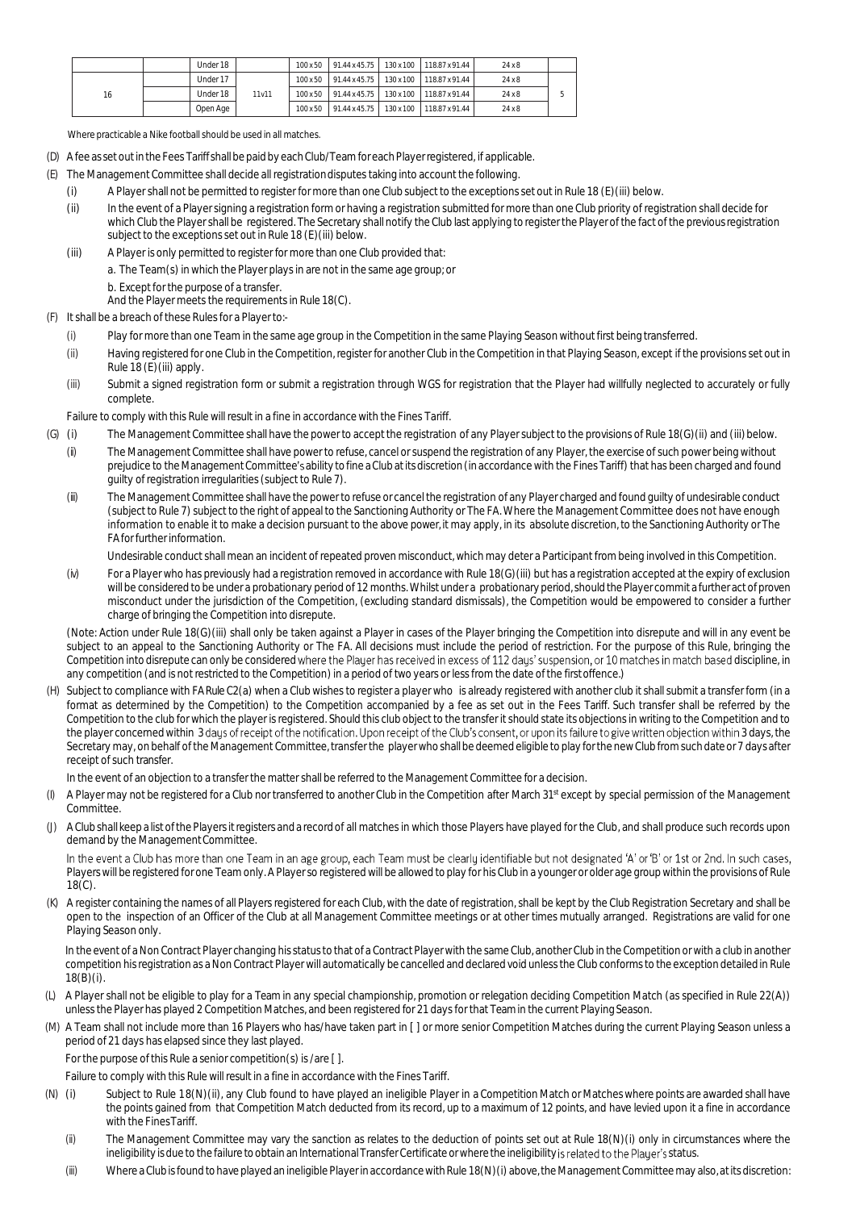|  |  | Under 18 |  | 100 x 50 | 91.44 x 45.75 | 130 x 100 | 118.87 x 91.44 | 24 x 8 |  |
|---|---|---|---|---|---|---|---|---|---|
| 16 |  | Under 17 | 11v11 | 100 x 50 | 91.44 x 45.75 | 130 x 100 | 118.87 x 91.44 | 24 x 8 | 5 |
|  |  | Under 18 |  | 100 x 50 | 91.44 x 45.75 | 130 x 100 | 118.87 x 91.44 | 24 x 8 |  |
|  |  | Open Age |  | 100 x 50 | 91.44 x 45.75 | 130 x 100 | 118.87 x 91.44 | 24 x 8 |  |

Where practicable a Nike football should be used in all matches.

(D) A fee as set out in the Fees Tariff shall be paid by each Club/Team for each Player registered, if applicable.

(E) The Management Committee shall decide all registration disputes taking into account the following.

   (i) A Player shall not be permitted to register for more than one Club subject to the exceptions set out in Rule 18 (E)(iii) below.

   (ii) In the event of a Player signing a registration form or having a registration submitted for more than one Club priority of registration shall decide for which Club the Player shall be registered. The Secretary shall notify the Club last applying to register the Player of the fact of the previous registration subject to the exceptions set out in Rule 18 (E)(iii) below.

   (iii) A Player is only permitted to register for more than one Club provided that:

   a. The Team(s) in which the Player plays in are not in the same age group; or

   b. Except for the purpose of a transfer.

   And the Player meets the requirements in Rule 18(C).

(F) It shall be a breach of these Rules for a Player to:-

   (i) Play for more than one Team in the same age group in the Competition in the same Playing Season without first being transferred.

   (ii) Having registered for one Club in the Competition, register for another Club in the Competition in that Playing Season, except if the provisions set out in Rule 18 (E)(iii) apply.

   (iii) Submit a signed registration form or submit a registration through WGS for registration that the Player had willfully neglected to accurately or fully complete.

   Failure to comply with this Rule will result in a fine in accordance with the Fines Tariff.

(G) (i) The Management Committee shall have the power to accept the registration of any Player subject to the provisions of Rule 18(G)(ii) and (iii) below.

   (ii) The Management Committee shall have power to refuse, cancel or suspend the registration of any Player, the exercise of such power being without prejudice to the Management Committee's ability to fine a Club at its discretion (in accordance with the Fines Tariff) that has been charged and found guilty of registration irregularities (subject to Rule 7).

   (iii) The Management Committee shall have the power to refuse or cancel the registration of any Player charged and found guilty of undesirable conduct (subject to Rule 7) subject to the right of appeal to the Sanctioning Authority or The FA. Where the Management Committee does not have enough information to enable it to make a decision pursuant to the above power, it may apply, in its absolute discretion, to the Sanctioning Authority or The FA for further information.

   Undesirable conduct shall mean an incident of repeated proven misconduct, which may deter a Participant from being involved in this Competition.

   (iv) For a Player who has previously had a registration removed in accordance with Rule 18(G)(iii) but has a registration accepted at the expiry of exclusion will be considered to be under a probationary period of 12 months. Whilst under a probationary period, should the Player commit a further act of proven misconduct under the jurisdiction of the Competition, (excluding standard dismissals), the Competition would be empowered to consider a further charge of bringing the Competition into disrepute.

   (Note: Action under Rule 18(G)(iii) shall only be taken against a Player in cases of the Player bringing the Competition into disrepute and will in any event be subject to an appeal to the Sanctioning Authority or The FA. All decisions must include the period of restriction. For the purpose of this Rule, bringing the Competition into disrepute can only be considered where the Player has received in excess of 112 days' suspension, or 10 matches in match based discipline, in any competition (and is not restricted to the Competition) in a period of two years or less from the date of the first offence.)

(H) Subject to compliance with FA Rule C2(a) when a Club wishes to register a player who is already registered with another club it shall submit a transfer form (in a format as determined by the Competition) to the Competition accompanied by a fee as set out in the Fees Tariff. Such transfer shall be referred by the Competition to the club for which the player is registered. Should this club object to the transfer it should state its objections in writing to the Competition and to the player concerned within 3 days of receipt of the notification. Upon receipt of the Club's consent, or upon its failure to give written objection within 3 days, the Secretary may, on behalf of the Management Committee, transfer the player who shall be deemed eligible to play for the new Club from such date or 7 days after receipt of such transfer.

   In the event of an objection to a transfer the matter shall be referred to the Management Committee for a decision.

(I) A Player may not be registered for a Club nor transferred to another Club in the Competition after March 31st except by special permission of the Management Committee.

(J) A Club shall keep a list of the Players it registers and a record of all matches in which those Players have played for the Club, and shall produce such records upon demand by the Management Committee.

   In the event a Club has more than one Team in an age group, each Team must be clearly identifiable but not designated 'A' or 'B' or 1st or 2nd. In such cases, Players will be registered for one Team only. A Player so registered will be allowed to play for his Club in a younger or older age group within the provisions of Rule 18(C).

(K) A register containing the names of all Players registered for each Club, with the date of registration, shall be kept by the Club Registration Secretary and shall be open to the inspection of an Officer of the Club at all Management Committee meetings or at other times mutually arranged. Registrations are valid for one Playing Season only.

   In the event of a Non Contract Player changing his status to that of a Contract Player with the same Club, another Club in the Competition or with a club in another competition his registration as a Non Contract Player will automatically be cancelled and declared void unless the Club conforms to the exception detailed in Rule 18(B)(i).

(L) A Player shall not be eligible to play for a Team in any special championship, promotion or relegation deciding Competition Match (as specified in Rule 22(A)) unless the Player has played 2 Competition Matches, and been registered for 21 days for that Team in the current Playing Season.

(M) A Team shall not include more than 16 Players who has/have taken part in [ ] or more senior Competition Matches during the current Playing Season unless a period of 21 days has elapsed since they last played.

   For the purpose of this Rule a senior competition(s) is /are [ ].

   Failure to comply with this Rule will result in a fine in accordance with the Fines Tariff.

(N) (i) Subject to Rule 18(N)(ii), any Club found to have played an ineligible Player in a Competition Match or Matches where points are awarded shall have the points gained from that Competition Match deducted from its record, up to a maximum of 12 points, and have levied upon it a fine in accordance with the Fines Tariff.

   (ii) The Management Committee may vary the sanction as relates to the deduction of points set out at Rule 18(N)(i) only in circumstances where the ineligibility is due to the failure to obtain an International Transfer Certificate or where the ineligibility is related to the Player's status.

   (iii) Where a Club is found to have played an ineligible Player in accordance with Rule 18(N)(i) above, the Management Committee may also, at its discretion: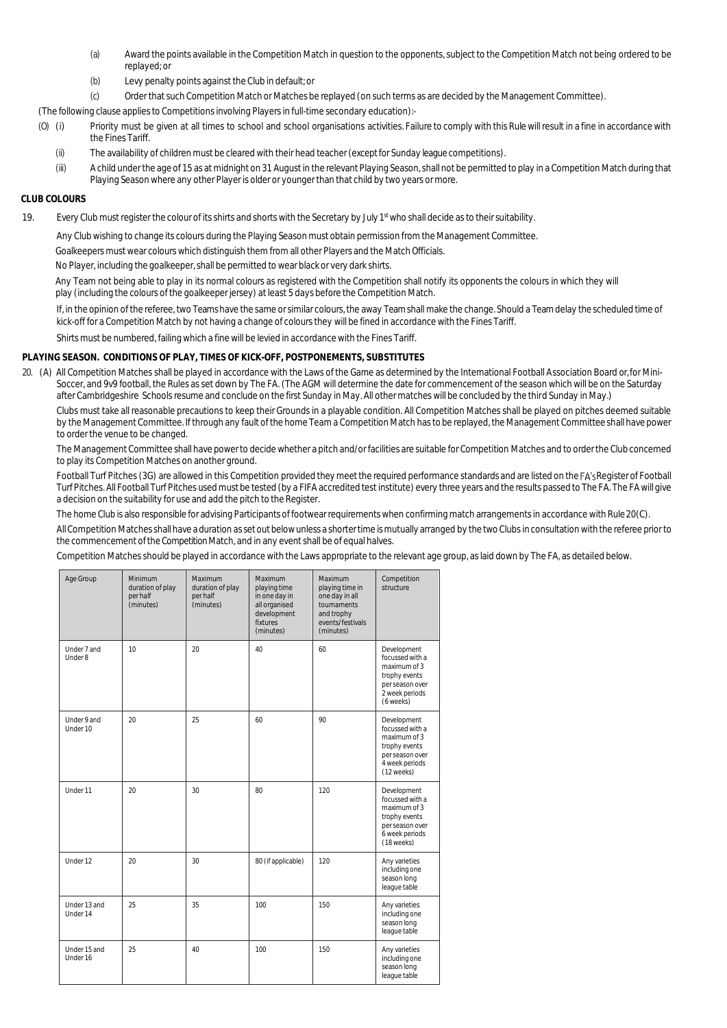(a) Award the points available in the Competition Match in question to the opponents, subject to the Competition Match not being ordered to be replayed; or

(b) Levy penalty points against the Club in default; or

(c) Order that such Competition Match or Matches be replayed (on such terms as are decided by the Management Committee).

(The following clause applies to Competitions involving Players in full-time secondary education):-

(O) (i) Priority must be given at all times to school and school organisations activities. Failure to comply with this Rule will result in a fine in accordance with the Fines Tariff.

(ii) The availability of children must be cleared with their head teacher (except for Sunday league competitions).

(iii) A child under the age of 15 as at midnight on 31 August in the relevant Playing Season, shall not be permitted to play in a Competition Match during that Playing Season where any other Player is older or younger than that child by two years or more.

**CLUB COLOURS**

19. Every Club must register the colour of its shirts and shorts with the Secretary by July 1st who shall decide as to their suitability.

Any Club wishing to change its colours during the Playing Season must obtain permission from the Management Committee.

Goalkeepers must wear colours which distinguish them from all other Players and the Match Officials.

No Player, including the goalkeeper, shall be permitted to wear black or very dark shirts.

Any Team not being able to play in its normal colours as registered with the Competition shall notify its opponents the colours in which they will play (including the colours of the goalkeeper jersey) at least 5 days before the Competition Match.

If, in the opinion of the referee, two Teams have the same or similar colours, the away Team shall make the change. Should a Team delay the scheduled time of kick-off for a Competition Match by not having a change of colours they will be fined in accordance with the Fines Tariff.

Shirts must be numbered, failing which a fine will be levied in accordance with the Fines Tariff.

**PLAYING SEASON. CONDITIONS OF PLAY, TIMES OF KICK-OFF, POSTPONEMENTS, SUBSTITUTES**

20. (A) All Competition Matches shall be played in accordance with the Laws of the Game as determined by the International Football Association Board or, for Mini-Soccer, and 9v9 football, the Rules as set down by The FA. (The AGM will determine the date for commencement of the season which will be on the Saturday after Cambridgeshire Schools resume and conclude on the first Sunday in May. All other matches will be concluded by the third Sunday in May.)

Clubs must take all reasonable precautions to keep their Grounds in a playable condition. All Competition Matches shall be played on pitches deemed suitable by the Management Committee. If through any fault of the home Team a Competition Match has to be replayed, the Management Committee shall have power to order the venue to be changed.

The Management Committee shall have power to decide whether a pitch and/or facilities are suitable for Competition Matches and to order the Club concerned to play its Competition Matches on another ground.

Football Turf Pitches (3G) are allowed in this Competition provided they meet the required performance standards and are listed on the FA's Register of Football Turf Pitches. All Football Turf Pitches used must be tested (by a FIFA accredited test institute) every three years and the results passed to The FA. The FA will give a decision on the suitability for use and add the pitch to the Register.

The home Club is also responsible for advising Participants of footwear requirements when confirming match arrangements in accordance with Rule 20(C).

All Competition Matches shall have a duration as set out below unless a shorter time is mutually arranged by the two Clubs in consultation with the referee prior to the commencement of the Competition Match, and in any event shall be of equal halves.

Competition Matches should be played in accordance with the Laws appropriate to the relevant age group, as laid down by The FA, as detailed below.

| Age Group | Minimum duration of play per half (minutes) | Maximum duration of play per half (minutes) | Maximum playing time in one day in all organised development fixtures (minutes) | Maximum playing time in one day in all tournaments and trophy events/festivals (minutes) | Competition structure |
|---|---|---|---|---|---|
| Under 7 and Under 8 | 10 | 20 | 40 | 60 | Development focussed with a maximum of 3 trophy events per season over 2 week periods (6 weeks) |
| Under 9 and Under 10 | 20 | 25 | 60 | 90 | Development focussed with a maximum of 3 trophy events per season over 4 week periods (12 weeks) |
| Under 11 | 20 | 30 | 80 | 120 | Development focussed with a maximum of 3 trophy events per season over 6 week periods (18 weeks) |
| Under 12 | 20 | 30 | 80 (if applicable) | 120 | Any varieties including one season long league table |
| Under 13 and Under 14 | 25 | 35 | 100 | 150 | Any varieties including one season long league table |
| Under 15 and Under 16 | 25 | 40 | 100 | 150 | Any varieties including one season long league table |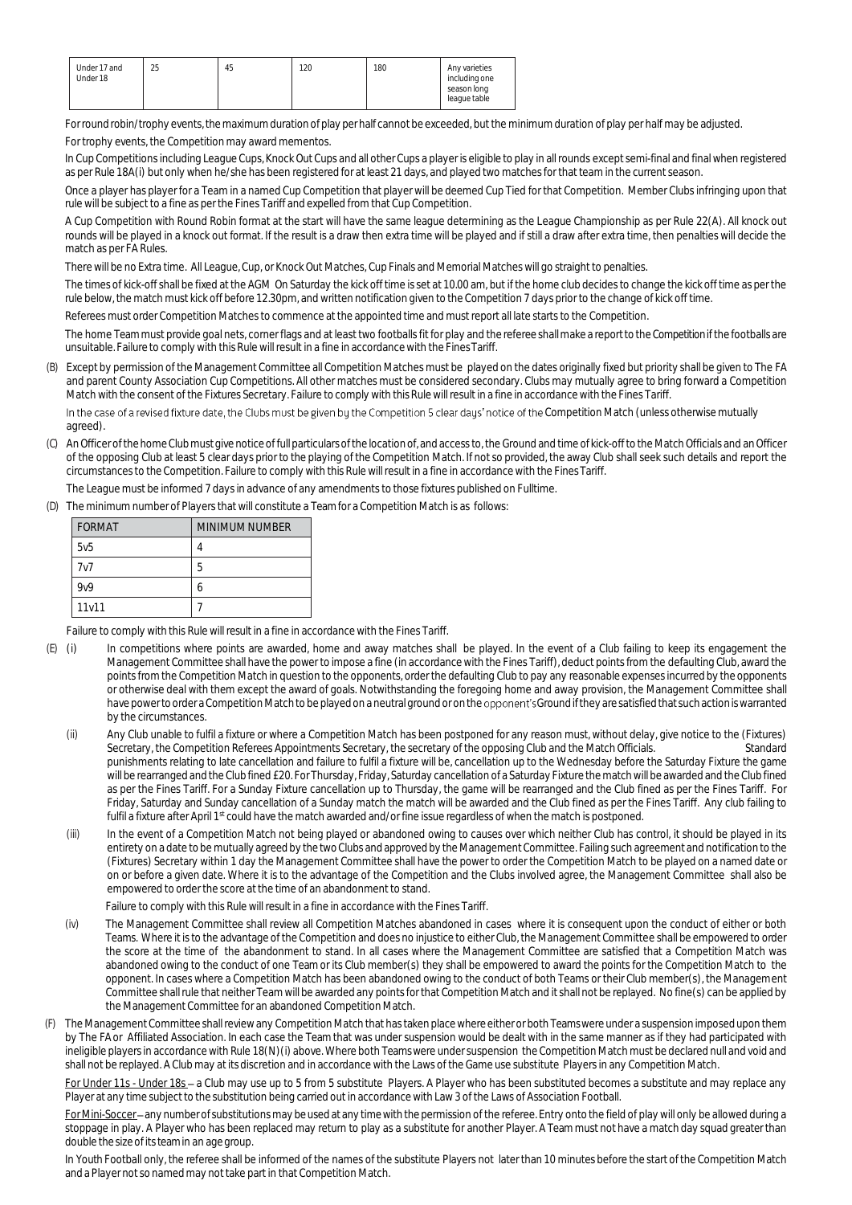| Under 17 and Under 18 | 25 | 45 | 120 | 180 | Any varieties including one season long league table |
|---|---|---|---|---|---|

For round robin/trophy events, the maximum duration of play per half cannot be exceeded, but the minimum duration of play per half may be adjusted.

For trophy events, the Competition may award mementos.

In Cup Competitions including League Cups, Knock Out Cups and all other Cups a player is eligible to play in all rounds except semi-final and final when registered as per Rule 18A(i) but only when he/she has been registered for at least 21 days, and played two matches for that team in the current season.

Once a player has player for a Team in a named Cup Competition that player will be deemed Cup Tied for that Competition. Member Clubs infringing upon that rule will be subject to a fine as per the Fines Tariff and expelled from that Cup Competition.

A Cup Competition with Round Robin format at the start will have the same league determining as the League Championship as per Rule 22(A). All knock out rounds will be played in a knock out format. If the result is a draw then extra time will be played and if still a draw after extra time, then penalties will decide the match as per FA Rules.

There will be no Extra time. All League, Cup, or Knock Out Matches, Cup Finals and Memorial Matches will go straight to penalties.

The times of kick-off shall be fixed at the AGM On Saturday the kick off time is set at 10.00 am, but if the home club decides to change the kick off time as per the rule below, the match must kick off before 12.30pm, and written notification given to the Competition 7 days prior to the change of kick off time.

Referees must order Competition Matches to commence at the appointed time and must report all late starts to the Competition.

The home Team must provide goal nets, corner flags and at least two footballs fit for play and the referee shall make a report to the Competition if the footballs are unsuitable. Failure to comply with this Rule will result in a fine in accordance with the Fines Tariff.

(B) Except by permission of the Management Committee all Competition Matches must be played on the dates originally fixed but priority shall be given to The FA and parent County Association Cup Competitions. All other matches must be considered secondary. Clubs may mutually agree to bring forward a Competition Match with the consent of the Fixtures Secretary. Failure to comply with this Rule will result in a fine in accordance with the Fines Tariff.

In the case of a revised fixture date, the Clubs must be given by the Competition 5 clear days' notice of the Competition Match (unless otherwise mutually agreed).

(C) An Officer of the home Club must give notice of full particulars of the location of, and access to, the Ground and time of kick-off to the Match Officials and an Officer of the opposing Club at least 5 clear days prior to the playing of the Competition Match. If not so provided, the away Club shall seek such details and report the circumstances to the Competition. Failure to comply with this Rule will result in a fine in accordance with the Fines Tariff.

The League must be informed 7 days in advance of any amendments to those fixtures published on Fulltime.

(D) The minimum number of Players that will constitute a Team for a Competition Match is as follows:

| FORMAT | MINIMUM NUMBER |
|---|---|
| 5v5 | 4 |
| 7v7 | 5 |
| 9v9 | 6 |
| 11v11 | 7 |

Failure to comply with this Rule will result in a fine in accordance with the Fines Tariff.

(E) (i) In competitions where points are awarded, home and away matches shall be played. In the event of a Club failing to keep its engagement the Management Committee shall have the power to impose a fine (in accordance with the Fines Tariff), deduct points from the defaulting Club, award the points from the Competition Match in question to the opponents, order the defaulting Club to pay any reasonable expenses incurred by the opponents or otherwise deal with them except the award of goals. Notwithstanding the foregoing home and away provision, the Management Committee shall have power to order a Competition Match to be played on a neutral ground or on the opponent's Ground if they are satisfied that such action is warranted by the circumstances.

(ii) Any Club unable to fulfil a fixture or where a Competition Match has been postponed for any reason must, without delay, give notice to the (Fixtures) Secretary, the Competition Referees Appointments Secretary, the secretary of the opposing Club and the Match Officials. Standard punishments relating to late cancellation and failure to fulfil a fixture will be, cancellation up to the Wednesday before the Saturday Fixture the game will be rearranged and the Club fined £20. For Thursday, Friday, Saturday cancellation of a Saturday Fixture the match will be awarded and the Club fined as per the Fines Tariff. For a Sunday Fixture cancellation up to Thursday, the game will be rearranged and the Club fined as per the Fines Tariff. For Friday, Saturday and Sunday cancellation of a Sunday match the match will be awarded and the Club fined as per the Fines Tariff. Any club failing to fulfil a fixture after April 1st could have the match awarded and/or fine issue regardless of when the match is postponed.

(iii) In the event of a Competition Match not being played or abandoned owing to causes over which neither Club has control, it should be played in its entirety on a date to be mutually agreed by the two Clubs and approved by the Management Committee. Failing such agreement and notification to the (Fixtures) Secretary within 1 day the Management Committee shall have the power to order the Competition Match to be played on a named date or on or before a given date. Where it is to the advantage of the Competition and the Clubs involved agree, the Management Committee shall also be empowered to order the score at the time of an abandonment to stand.

Failure to comply with this Rule will result in a fine in accordance with the Fines Tariff.

(iv) The Management Committee shall review all Competition Matches abandoned in cases where it is consequent upon the conduct of either or both Teams. Where it is to the advantage of the Competition and does no injustice to either Club, the Management Committee shall be empowered to order the score at the time of the abandonment to stand. In all cases where the Management Committee are satisfied that a Competition Match was abandoned owing to the conduct of one Team or its Club member(s) they shall be empowered to award the points for the Competition Match to the opponent. In cases where a Competition Match has been abandoned owing to the conduct of both Teams or their Club member(s), the Management Committee shall rule that neither Team will be awarded any points for that Competition Match and it shall not be replayed. No fine(s) can be applied by the Management Committee for an abandoned Competition Match.

(F) The Management Committee shall review any Competition Match that has taken place where either or both Teams were under a suspension imposed upon them by The FA or Affiliated Association. In each case the Team that was under suspension would be dealt with in the same manner as if they had participated with ineligible players in accordance with Rule 18(N)(i) above. Where both Teams were under suspension the Competition Match must be declared null and void and shall not be replayed. A Club may at its discretion and in accordance with the Laws of the Game use substitute Players in any Competition Match.

For Under 11s - Under 18s – a Club may use up to 5 from 5 substitute Players. A Player who has been substituted becomes a substitute and may replace any Player at any time subject to the substitution being carried out in accordance with Law 3 of the Laws of Association Football.

For Mini-Soccer – any number of substitutions may be used at any time with the permission of the referee. Entry onto the field of play will only be allowed during a stoppage in play. A Player who has been replaced may return to play as a substitute for another Player. A Team must not have a match day squad greater than double the size of its team in an age group.

In Youth Football only, the referee shall be informed of the names of the substitute Players not later than 10 minutes before the start of the Competition Match and a Player not so named may not take part in that Competition Match.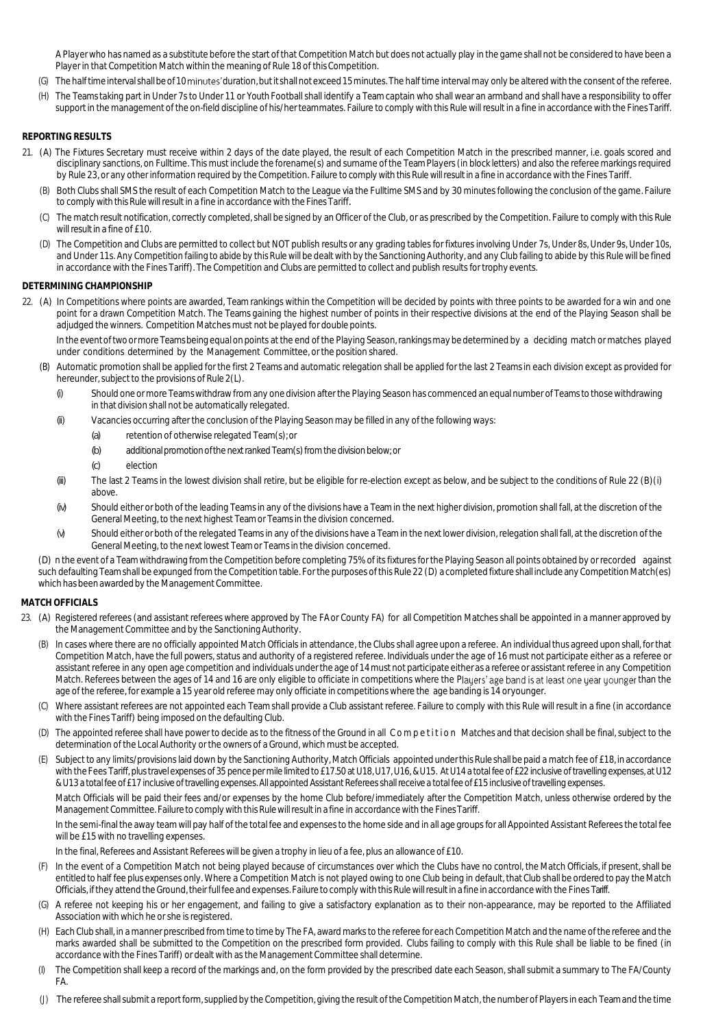A Player who has named as a substitute before the start of that Competition Match but does not actually play in the game shall not be considered to have been a Player in that Competition Match within the meaning of Rule 18 of this Competition.

(G) The half time interval shall be of 10 minutes' duration, but it shall not exceed 15 minutes. The half time interval may only be altered with the consent of the referee.

(H) The Teams taking part in Under 7s to Under 11 or Youth Football shall identify a Team captain who shall wear an armband and shall have a responsibility to offer support in the management of the on-field discipline of his/her teammates. Failure to comply with this Rule will result in a fine in accordance with the Fines Tariff.

**REPORTING RESULTS**

21. (A) The Fixtures Secretary must receive within 2 days of the date played, the result of each Competition Match in the prescribed manner, i.e. goals scored and disciplinary sanctions, on Fulltime. This must include the forename(s) and surname of the Team Players (in block letters) and also the referee markings required by Rule 23, or any other information required by the Competition. Failure to comply with this Rule will result in a fine in accordance with the Fines Tariff.

(B) Both Clubs shall SMS the result of each Competition Match to the League via the Fulltime SMS and by 30 minutes following the conclusion of the game. Failure to comply with this Rule will result in a fine in accordance with the Fines Tariff.

(C) The match result notification, correctly completed, shall be signed by an Officer of the Club, or as prescribed by the Competition. Failure to comply with this Rule will result in a fine of £10.

(D) The Competition and Clubs are permitted to collect but NOT publish results or any grading tables for fixtures involving Under 7s, Under 8s, Under 9s, Under 10s, and Under 11s. Any Competition failing to abide by this Rule will be dealt with by the Sanctioning Authority, and any Club failing to abide by this Rule will be fined in accordance with the Fines Tariff). The Competition and Clubs are permitted to collect and publish results for trophy events.

**DETERMINING CHAMPIONSHIP**

22. (A) In Competitions where points are awarded, Team rankings within the Competition will be decided by points with three points to be awarded for a win and one point for a drawn Competition Match. The Teams gaining the highest number of points in their respective divisions at the end of the Playing Season shall be adjudged the winners. Competition Matches must not be played for double points.

In the event of two or more Teams being equal on points at the end of the Playing Season, rankings may be determined by a deciding match or matches played under conditions determined by the Management Committee, or the position shared.

(B) Automatic promotion shall be applied for the first 2 Teams and automatic relegation shall be applied for the last 2 Teams in each division except as provided for hereunder, subject to the provisions of Rule 2(L).

(i) Should one or more Teams withdraw from any one division after the Playing Season has commenced an equal number of Teams to those withdrawing in that division shall not be automatically relegated.

(ii) Vacancies occurring after the conclusion of the Playing Season may be filled in any of the following ways:

(a) retention of otherwise relegated Team(s); or

(b) additional promotion of the next ranked Team(s) from the division below; or

(c) election

(iii) The last 2 Teams in the lowest division shall retire, but be eligible for re-election except as below, and be subject to the conditions of Rule 22 (B)(i) above.

(iv) Should either or both of the leading Teams in any of the divisions have a Team in the next higher division, promotion shall fall, at the discretion of the General Meeting, to the next highest Team or Teams in the division concerned.

(v) Should either or both of the relegated Teams in any of the divisions have a Team in the next lower division, relegation shall fall, at the discretion of the General Meeting, to the next lowest Team or Teams in the division concerned.

(D) n the event of a Team withdrawing from the Competition before completing 75% of its fixtures for the Playing Season all points obtained by or recorded against such defaulting Team shall be expunged from the Competition table. For the purposes of this Rule 22 (D) a completed fixture shall include any Competition Match(es) which has been awarded by the Management Committee.

**MATCH OFFICIALS**

23. (A) Registered referees (and assistant referees where approved by The FA or County FA) for all Competition Matches shall be appointed in a manner approved by the Management Committee and by the Sanctioning Authority.

(B) In cases where there are no officially appointed Match Officials in attendance, the Clubs shall agree upon a referee. An individual thus agreed upon shall, for that Competition Match, have the full powers, status and authority of a registered referee. Individuals under the age of 16 must not participate either as a referee or assistant referee in any open age competition and individuals under the age of 14 must not participate either as a referee or assistant referee in any Competition Match. Referees between the ages of 14 and 16 are only eligible to officiate in competitions where the Players' age band is at least one year younger than the age of the referee, for example a 15 year old referee may only officiate in competitions where the age banding is 14 or younger.

(C) Where assistant referees are not appointed each Team shall provide a Club assistant referee. Failure to comply with this Rule will result in a fine (in accordance with the Fines Tariff) being imposed on the defaulting Club.

(D) The appointed referee shall have power to decide as to the fitness of the Ground in all Competition Matches and that decision shall be final, subject to the determination of the Local Authority or the owners of a Ground, which must be accepted.

(E) Subject to any limits/provisions laid down by the Sanctioning Authority, Match Officials appointed under this Rule shall be paid a match fee of £18, in accordance with the Fees Tariff, plus travel expenses of 35 pence per mile limited to £17.50 at U18, U17, U16, & U15. At U14 a total fee of £22 inclusive of travelling expenses, at U12 & U13 a total fee of £17 inclusive of travelling expenses. All appointed Assistant Referees shall receive a total fee of £15 inclusive of travelling expenses.

Match Officials will be paid their fees and/or expenses by the home Club before/immediately after the Competition Match, unless otherwise ordered by the Management Committee. Failure to comply with this Rule will result in a fine in accordance with the Fines Tariff.

In the semi-final the away team will pay half of the total fee and expenses to the home side and in all age groups for all Appointed Assistant Referees the total fee will be £15 with no travelling expenses.

In the final, Referees and Assistant Referees will be given a trophy in lieu of a fee, plus an allowance of £10.

(F) In the event of a Competition Match not being played because of circumstances over which the Clubs have no control, the Match Officials, if present, shall be entitled to half fee plus expenses only. Where a Competition Match is not played owing to one Club being in default, that Club shall be ordered to pay the Match Officials, if they attend the Ground, their full fee and expenses. Failure to comply with this Rule will result in a fine in accordance with the Fines Tariff.

(G) A referee not keeping his or her engagement, and failing to give a satisfactory explanation as to their non-appearance, may be reported to the Affiliated Association with which he or she is registered.

(H) Each Club shall, in a manner prescribed from time to time by The FA, award marks to the referee for each Competition Match and the name of the referee and the marks awarded shall be submitted to the Competition on the prescribed form provided. Clubs failing to comply with this Rule shall be liable to be fined (in accordance with the Fines Tariff) or dealt with as the Management Committee shall determine.

(I) The Competition shall keep a record of the markings and, on the form provided by the prescribed date each Season, shall submit a summary to The FA/County FA.

(J) The referee shall submit a report form, supplied by the Competition, giving the result of the Competition Match, the number of Players in each Team and the time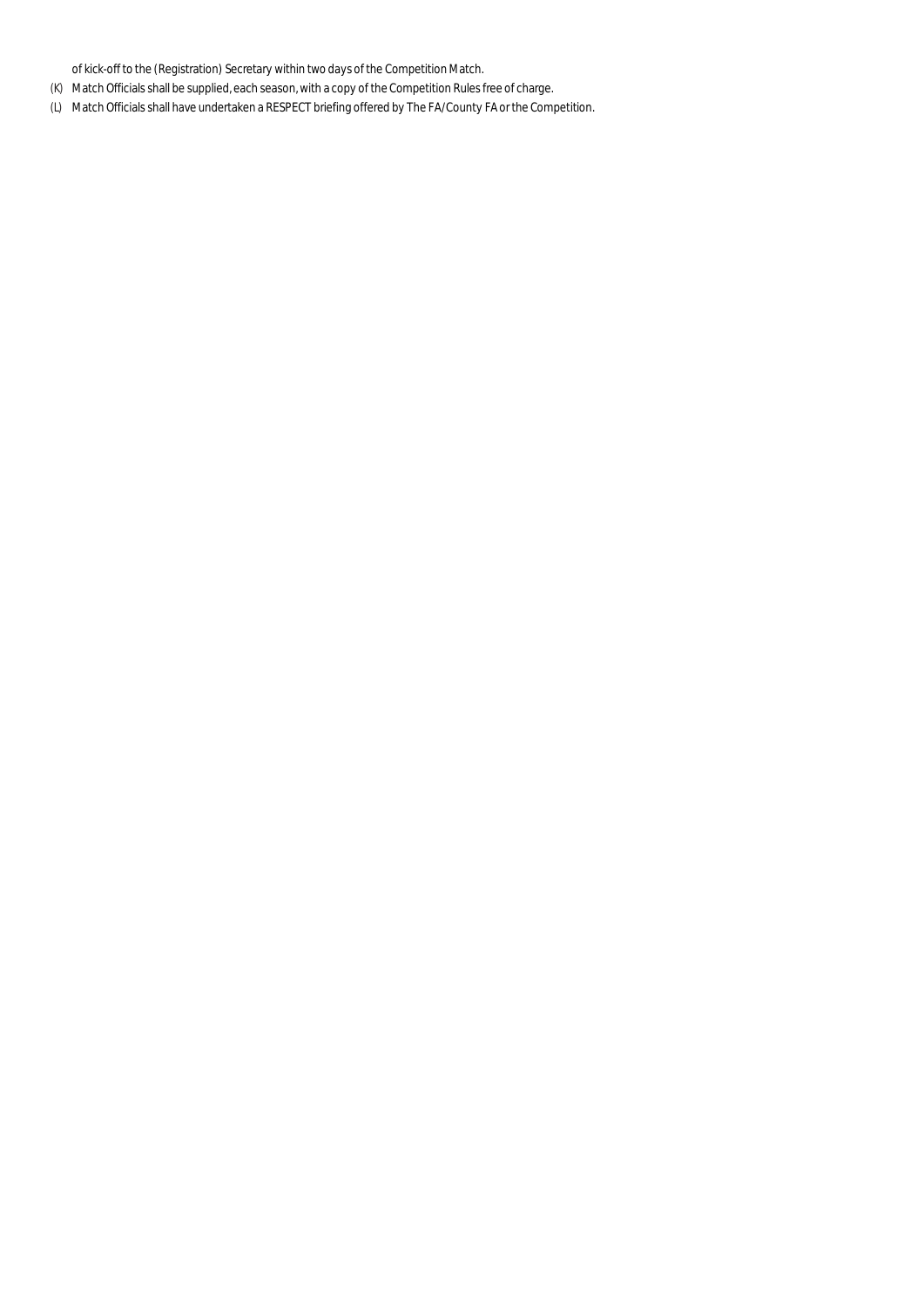of kick-off to the (Registration) Secretary within two days of the Competition Match.

(K) Match Officials shall be supplied, each season, with a copy of the Competition Rules free of charge.

(L) Match Officials shall have undertaken a RESPECT briefing offered by The FA/County FA or the Competition.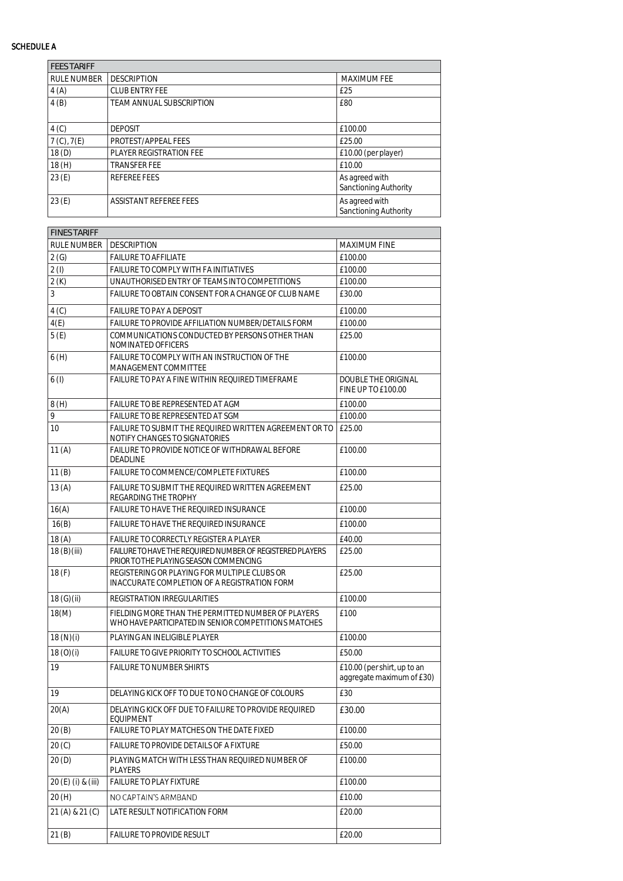SCHEDULE A

| FEES TARIFF | | |
|---|---|---|
| RULE NUMBER | DESCRIPTION | MAXIMUM FEE |
| 4 (A) | CLUB ENTRY FEE | £25 |
| 4 (B) | TEAM ANNUAL SUBSCRIPTION | £80 |
| 4 (C) | DEPOSIT | £100.00 |
| 7 (C), 7(E) | PROTEST/APPEAL FEES | £25.00 |
| 18 (D) | PLAYER REGISTRATION FEE | £10.00 (per player) |
| 18 (H) | TRANSFER FEE | £10.00 |
| 23 (E) | REFEREE FEES | As agreed with Sanctioning Authority |
| 23 (E) | ASSISTANT REFEREE FEES | As agreed with Sanctioning Authority |

| FINES TARIFF | | |
|---|---|---|
| RULE NUMBER | DESCRIPTION | MAXIMUM FINE |
| 2 (G) | FAILURE TO AFFILIATE | £100.00 |
| 2 (I) | FAILURE TO COMPLY WITH FA INITIATIVES | £100.00 |
| 2 (K) | UNAUTHORISED ENTRY OF TEAMS INTO COMPETITIONS | £100.00 |
| 3 | FAILURE TO OBTAIN CONSENT FOR A CHANGE OF CLUB NAME | £30.00 |
| 4 (C) | FAILURE TO PAY A DEPOSIT | £100.00 |
| 4(E) | FAILURE TO PROVIDE AFFILIATION NUMBER/DETAILS FORM | £100.00 |
| 5 (E) | COMMUNICATIONS CONDUCTED BY PERSONS OTHER THAN NOMINATED OFFICERS | £25.00 |
| 6 (H) | FAILURE TO COMPLY WITH AN INSTRUCTION OF THE MANAGEMENT COMMITTEE | £100.00 |
| 6 (I) | FAILURE TO PAY A FINE WITHIN REQUIRED TIMEFRAME | DOUBLE THE ORIGINAL FINE UP TO £100.00 |
| 8 (H) | FAILURE TO BE REPRESENTED AT AGM | £100.00 |
| 9 | FAILURE TO BE REPRESENTED AT SGM | £100.00 |
| 10 | FAILURE TO SUBMIT THE REQUIRED WRITTEN AGREEMENT OR TO NOTIFY CHANGES TO SIGNATORIES | £25.00 |
| 11 (A) | FAILURE TO PROVIDE NOTICE OF WITHDRAWAL BEFORE DEADLINE | £100.00 |
| 11 (B) | FAILURE TO COMMENCE/COMPLETE FIXTURES | £100.00 |
| 13 (A) | FAILURE TO SUBMIT THE REQUIRED WRITTEN AGREEMENT REGARDING THE TROPHY | £25.00 |
| 16(A) | FAILURE TO HAVE THE REQUIRED INSURANCE | £100.00 |
| 16(B) | FAILURE TO HAVE THE REQUIRED INSURANCE | £100.00 |
| 18 (A) | FAILURE TO CORRECTLY REGISTER A PLAYER | £40.00 |
| 18 (B)(iii) | FAILURE TO HAVE THE REQUIRED NUMBER OF REGISTERED PLAYERS PRIOR TO THE PLAYING SEASON COMMENCING | £25.00 |
| 18 (F) | REGISTERING OR PLAYING FOR MULTIPLE CLUBS OR INACCURATE COMPLETION OF A REGISTRATION FORM | £25.00 |
| 18 (G)(ii) | REGISTRATION IRREGULARITIES | £100.00 |
| 18(M) | FIELDING MORE THAN THE PERMITTED NUMBER OF PLAYERS WHO HAVE PARTICIPATED IN SENIOR COMPETITIONS MATCHES | £100 |
| 18 (N)(i) | PLAYING AN INELIGIBLE PLAYER | £100.00 |
| 18 (O)(i) | FAILURE TO GIVE PRIORITY TO SCHOOL ACTIVITIES | £50.00 |
| 19 | FAILURE TO NUMBER SHIRTS | £10.00 (per shirt, up to an aggregate maximum of £30) |
| 19 | DELAYING KICK OFF TO DUE TO NO CHANGE OF COLOURS | £30 |
| 20(A) | DELAYING KICK OFF DUE TO FAILURE TO PROVIDE REQUIRED EQUIPMENT | £30.00 |
| 20 (B) | FAILURE TO PLAY MATCHES ON THE DATE FIXED | £100.00 |
| 20 (C) | FAILURE TO PROVIDE DETAILS OF A FIXTURE | £50.00 |
| 20 (D) | PLAYING MATCH WITH LESS THAN REQUIRED NUMBER OF PLAYERS | £100.00 |
| 20 (E) (i) & (iii) | FAILURE TO PLAY FIXTURE | £100.00 |
| 20 (H) | NO CAPTAIN'S ARMBAND | £10.00 |
| 21 (A) & 21 (C) | LATE RESULT NOTIFICATION FORM | £20.00 |
| 21 (B) | FAILURE TO PROVIDE RESULT | £20.00 |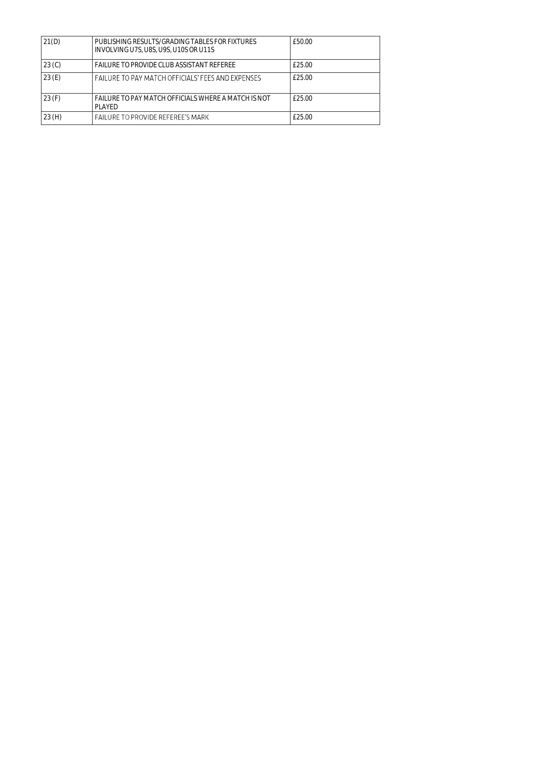| 21(D) | PUBLISHING RESULTS/GRADING TABLES FOR FIXTURES INVOLVING U7S, U8S, U9S, U10S OR U11S | £50.00 |
|---|---|---|
| 23 (C) | FAILURE TO PROVIDE CLUB ASSISTANT REFEREE | £25.00 |
| 23 (E) | FAILURE TO PAY MATCH OFFICIALS' FEES AND EXPENSES | £25.00 |
| 23 (F) | FAILURE TO PAY MATCH OFFICIALS WHERE A MATCH IS NOT PLAYED | £25.00 |
| 23 (H) | FAILURE TO PROVIDE REFEREE'S MARK | £25.00 |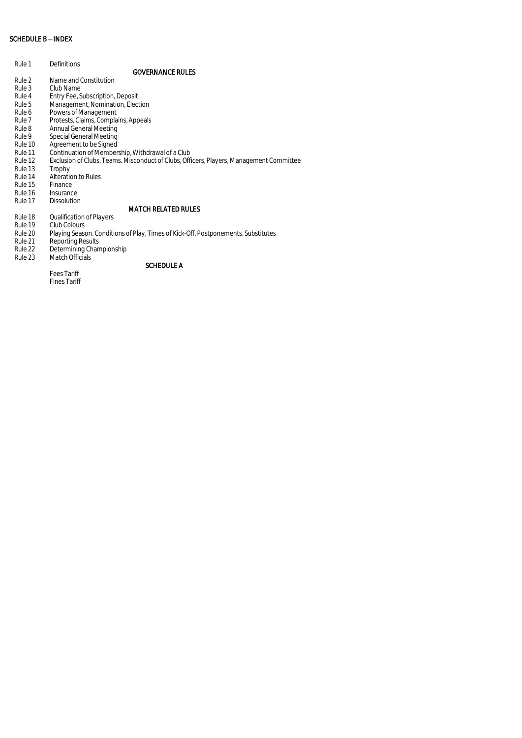## SCHEDULE B – INDEX

| | |
|---|---|
| Rule 1 | Definitions |
| | **GOVERNANCE RULES** |
| Rule 2 | Name and Constitution |
| Rule 3 | Club Name |
| Rule 4 | Entry Fee, Subscription, Deposit |
| Rule 5 | Management, Nomination, Election |
| Rule 6 | Powers of Management |
| Rule 7 | Protests, Claims, Complains, Appeals |
| Rule 8 | Annual General Meeting |
| Rule 9 | Special General Meeting |
| Rule 10 | Agreement to be Signed |
| Rule 11 | Continuation of Membership, Withdrawal of a Club |
| Rule 12 | Exclusion of Clubs, Teams. Misconduct of Clubs, Officers, Players, Management Committee |
| Rule 13 | Trophy |
| Rule 14 | Alteration to Rules |
| Rule 15 | Finance |
| Rule 16 | Insurance |
| Rule 17 | Dissolution |
| | **MATCH RELATED RULES** |
| Rule 18 | Qualification of Players |
| Rule 19 | Club Colours |
| Rule 20 | Playing Season. Conditions of Play, Times of Kick-Off. Postponements. Substitutes |
| Rule 21 | Reporting Results |
| Rule 22 | Determining Championship |
| Rule 23 | Match Officials |
| | **SCHEDULE A** |
| | Fees Tariff |
| | Fines Tariff |